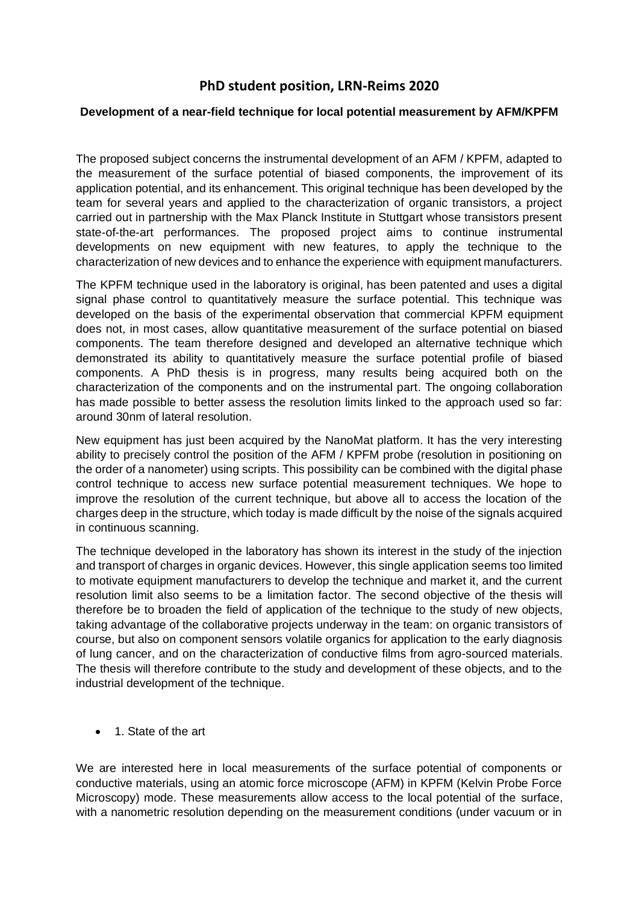# PhD student position, LRN-Reims 2020

### Development of a near-field technique for local potential measurement by AFM/KPFM

The proposed subject concerns the instrumental development of an AFM / KPFM, adapted to the measurement of the surface potential of biased components, the improvement of its application potential, and its enhancement. This original technique has been developed by the team for several years and applied to the characterization of organic transistors, a project carried out in partnership with the Max Planck Institute in Stuttgart whose transistors present state-of-the-art performances. The proposed project aims to continue instrumental developments on new equipment with new features, to apply the technique to the characterization of new devices and to enhance the experience with equipment manufacturers.

The KPFM technique used in the laboratory is original, has been patented and uses a digital signal phase control to quantitatively measure the surface potential. This technique was developed on the basis of the experimental observation that commercial KPFM equipment does not, in most cases, allow quantitative measurement of the surface potential on biased components. The team therefore designed and developed an alternative technique which demonstrated its ability to quantitatively measure the surface potential profile of biased components. A PhD thesis is in progress, many results being acquired both on the characterization of the components and on the instrumental part. The ongoing collaboration has made possible to better assess the resolution limits linked to the approach used so far: around 30nm of lateral resolution.

New equipment has just been acquired by the NanoMat platform. It has the very interesting ability to precisely control the position of the AFM / KPFM probe (resolution in positioning on the order of a nanometer) using scripts. This possibility can be combined with the digital phase control technique to access new surface potential measurement techniques. We hope to improve the resolution of the current technique, but above all to access the location of the charges deep in the structure, which today is made difficult by the noise of the signals acquired in continuous scanning.

The technique developed in the laboratory has shown its interest in the study of the injection and transport of charges in organic devices. However, this single application seems too limited to motivate equipment manufacturers to develop the technique and market it, and the current resolution limit also seems to be a limitation factor. The second objective of the thesis will therefore be to broaden the field of application of the technique to the study of new objects, taking advantage of the collaborative projects underway in the team: on organic transistors of course, but also on component sensors volatile organics for application to the early diagnosis of lung cancer, and on the characterization of conductive films from agro-sourced materials. The thesis will therefore contribute to the study and development of these objects, and to the industrial development of the technique.

- 1. State of the art

We are interested here in local measurements of the surface potential of components or conductive materials, using an atomic force microscope (AFM) in KPFM (Kelvin Probe Force Microscopy) mode. These measurements allow access to the local potential of the surface, with a nanometric resolution depending on the measurement conditions (under vacuum or in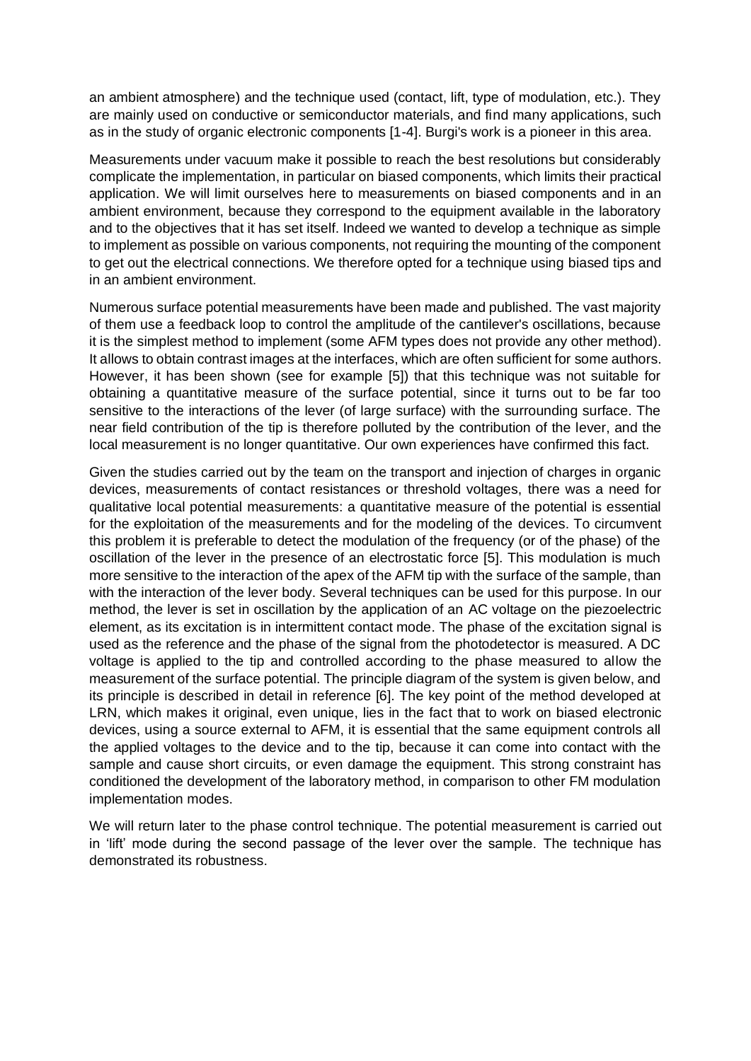an ambient atmosphere) and the technique used (contact, lift, type of modulation, etc.). They are mainly used on conductive or semiconductor materials, and find many applications, such as in the study of organic electronic components [1-4]. Burgi's work is a pioneer in this area.

Measurements under vacuum make it possible to reach the best resolutions but considerably complicate the implementation, in particular on biased components, which limits their practical application. We will limit ourselves here to measurements on biased components and in an ambient environment, because they correspond to the equipment available in the laboratory and to the objectives that it has set itself. Indeed we wanted to develop a technique as simple to implement as possible on various components, not requiring the mounting of the component to get out the electrical connections. We therefore opted for a technique using biased tips and in an ambient environment.

Numerous surface potential measurements have been made and published. The vast majority of them use a feedback loop to control the amplitude of the cantilever's oscillations, because it is the simplest method to implement (some AFM types does not provide any other method). It allows to obtain contrast images at the interfaces, which are often sufficient for some authors. However, it has been shown (see for example [5]) that this technique was not suitable for obtaining a quantitative measure of the surface potential, since it turns out to be far too sensitive to the interactions of the lever (of large surface) with the surrounding surface. The near field contribution of the tip is therefore polluted by the contribution of the lever, and the local measurement is no longer quantitative. Our own experiences have confirmed this fact.

Given the studies carried out by the team on the transport and injection of charges in organic devices, measurements of contact resistances or threshold voltages, there was a need for qualitative local potential measurements: a quantitative measure of the potential is essential for the exploitation of the measurements and for the modeling of the devices. To circumvent this problem it is preferable to detect the modulation of the frequency (or of the phase) of the oscillation of the lever in the presence of an electrostatic force [5]. This modulation is much more sensitive to the interaction of the apex of the AFM tip with the surface of the sample, than with the interaction of the lever body. Several techniques can be used for this purpose. In our method, the lever is set in oscillation by the application of an AC voltage on the piezoelectric element, as its excitation is in intermittent contact mode. The phase of the excitation signal is used as the reference and the phase of the signal from the photodetector is measured. A DC voltage is applied to the tip and controlled according to the phase measured to allow the measurement of the surface potential. The principle diagram of the system is given below, and its principle is described in detail in reference [6]. The key point of the method developed at LRN, which makes it original, even unique, lies in the fact that to work on biased electronic devices, using a source external to AFM, it is essential that the same equipment controls all the applied voltages to the device and to the tip, because it can come into contact with the sample and cause short circuits, or even damage the equipment. This strong constraint has conditioned the development of the laboratory method, in comparison to other FM modulation implementation modes.

We will return later to the phase control technique. The potential measurement is carried out in 'lift' mode during the second passage of the lever over the sample. The technique has demonstrated its robustness.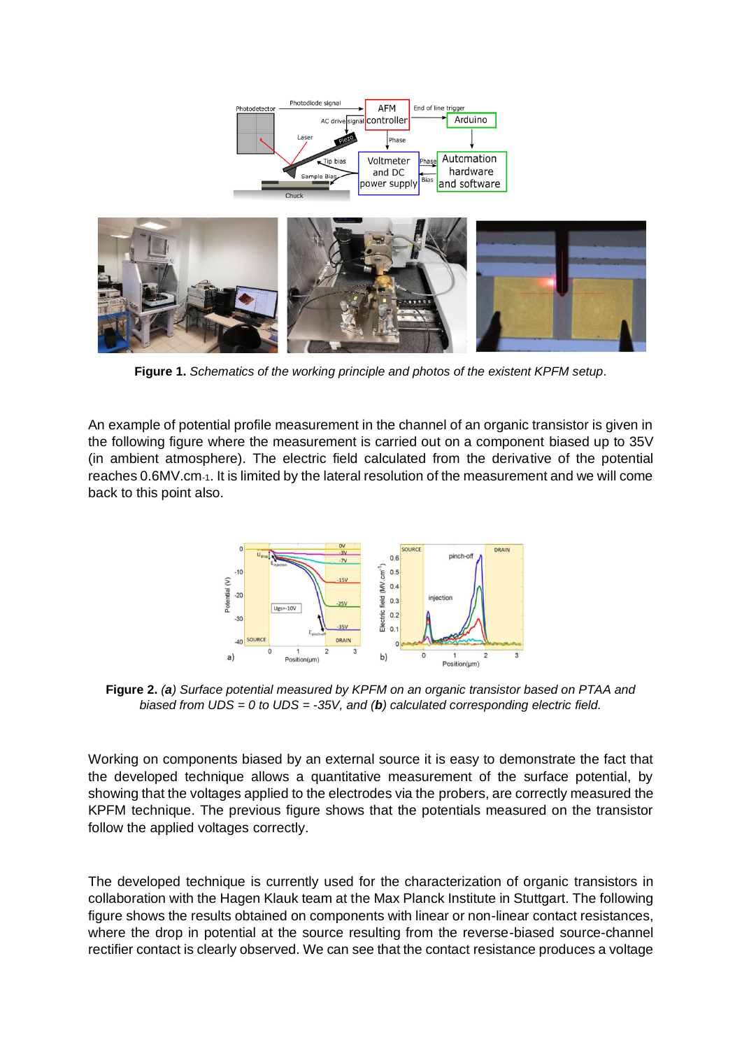**Figure 1.** *Schematics of the working principle and photos of the existent KPFM setup*.

An example of potential profile measurement in the channel of an organic transistor is given in the following figure where the measurement is carried out on a component biased up to 35V (in ambient atmosphere). The electric field calculated from the derivative of the potential reaches 0.6MV.cm-1. It is limited by the lateral resolution of the measurement and we will come back to this point also.

**Figure 2.** *(**a**) Surface potential measured by KPFM on an organic transistor based on PTAA and biased from UDS = 0 to UDS = -35V, and (**b**) calculated corresponding electric field.*

Working on components biased by an external source it is easy to demonstrate the fact that the developed technique allows a quantitative measurement of the surface potential, by showing that the voltages applied to the electrodes via the probers, are correctly measured the KPFM technique. The previous figure shows that the potentials measured on the transistor follow the applied voltages correctly.

The developed technique is currently used for the characterization of organic transistors in collaboration with the Hagen Klauk team at the Max Planck Institute in Stuttgart. The following figure shows the results obtained on components with linear or non-linear contact resistances, where the drop in potential at the source resulting from the reverse-biased source-channel rectifier contact is clearly observed. We can see that the contact resistance produces a voltage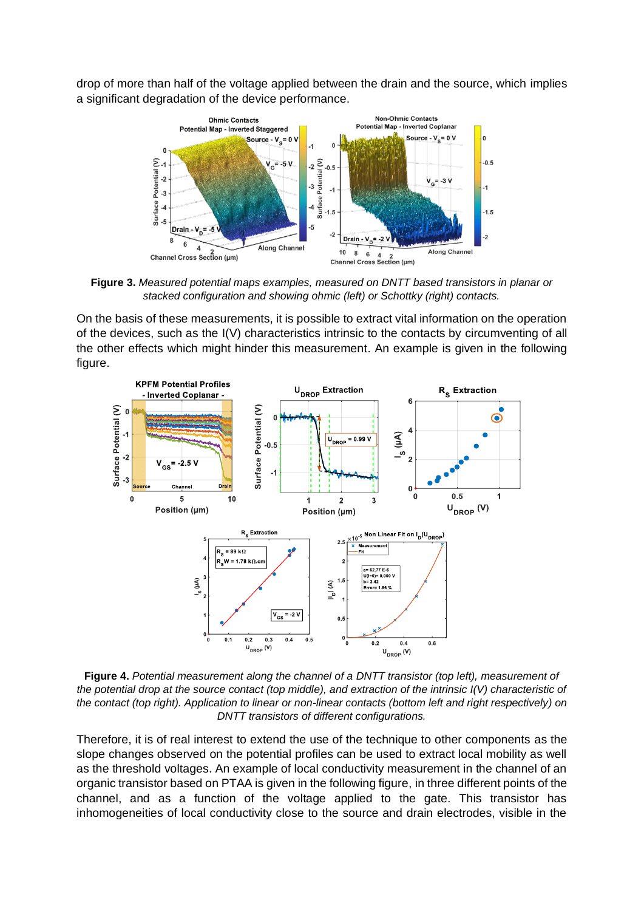drop of more than half of the voltage applied between the drain and the source, which implies a significant degradation of the device performance.

**Figure 3.** *Measured potential maps examples, measured on DNTT based transistors in planar or stacked configuration and showing ohmic (left) or Schottky (right) contacts.*

On the basis of these measurements, it is possible to extract vital information on the operation of the devices, such as the I(V) characteristics intrinsic to the contacts by circumventing of all the other effects which might hinder this measurement. An example is given in the following figure.

**Figure 4.** *Potential measurement along the channel of a DNTT transistor (top left), measurement of the potential drop at the source contact (top middle), and extraction of the intrinsic I(V) characteristic of the contact (top right). Application to linear or non-linear contacts (bottom left and right respectively) on DNTT transistors of different configurations.*

Therefore, it is of real interest to extend the use of the technique to other components as the slope changes observed on the potential profiles can be used to extract local mobility as well as the threshold voltages. An example of local conductivity measurement in the channel of an organic transistor based on PTAA is given in the following figure, in three different points of the channel, and as a function of the voltage applied to the gate. This transistor has inhomogeneities of local conductivity close to the source and drain electrodes, visible in the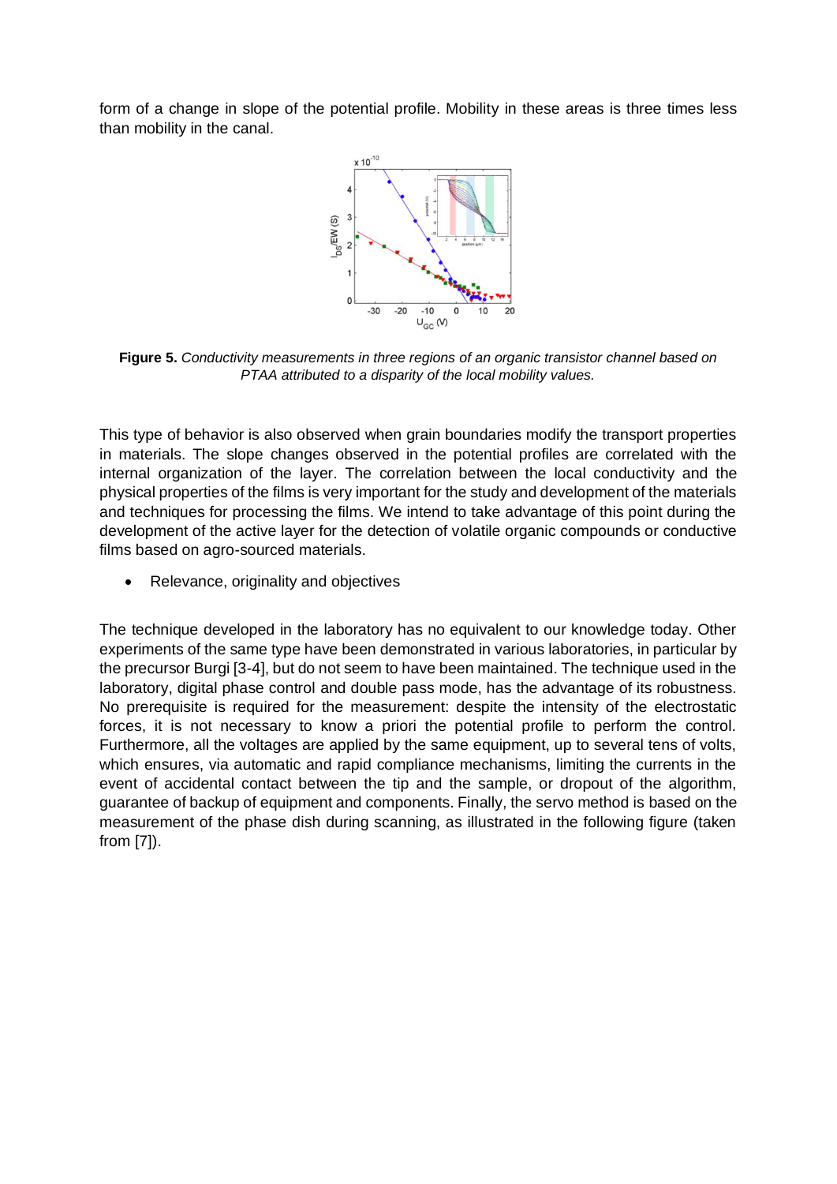form of a change in slope of the potential profile. Mobility in these areas is three times less than mobility in the canal.

**Figure 5.** *Conductivity measurements in three regions of an organic transistor channel based on PTAA attributed to a disparity of the local mobility values.*

This type of behavior is also observed when grain boundaries modify the transport properties in materials. The slope changes observed in the potential profiles are correlated with the internal organization of the layer. The correlation between the local conductivity and the physical properties of the films is very important for the study and development of the materials and techniques for processing the films. We intend to take advantage of this point during the development of the active layer for the detection of volatile organic compounds or conductive films based on agro-sourced materials.

- Relevance, originality and objectives

The technique developed in the laboratory has no equivalent to our knowledge today. Other experiments of the same type have been demonstrated in various laboratories, in particular by the precursor Burgi [3-4], but do not seem to have been maintained. The technique used in the laboratory, digital phase control and double pass mode, has the advantage of its robustness. No prerequisite is required for the measurement: despite the intensity of the electrostatic forces, it is not necessary to know a priori the potential profile to perform the control. Furthermore, all the voltages are applied by the same equipment, up to several tens of volts, which ensures, via automatic and rapid compliance mechanisms, limiting the currents in the event of accidental contact between the tip and the sample, or dropout of the algorithm, guarantee of backup of equipment and components. Finally, the servo method is based on the measurement of the phase dish during scanning, as illustrated in the following figure (taken from [7]).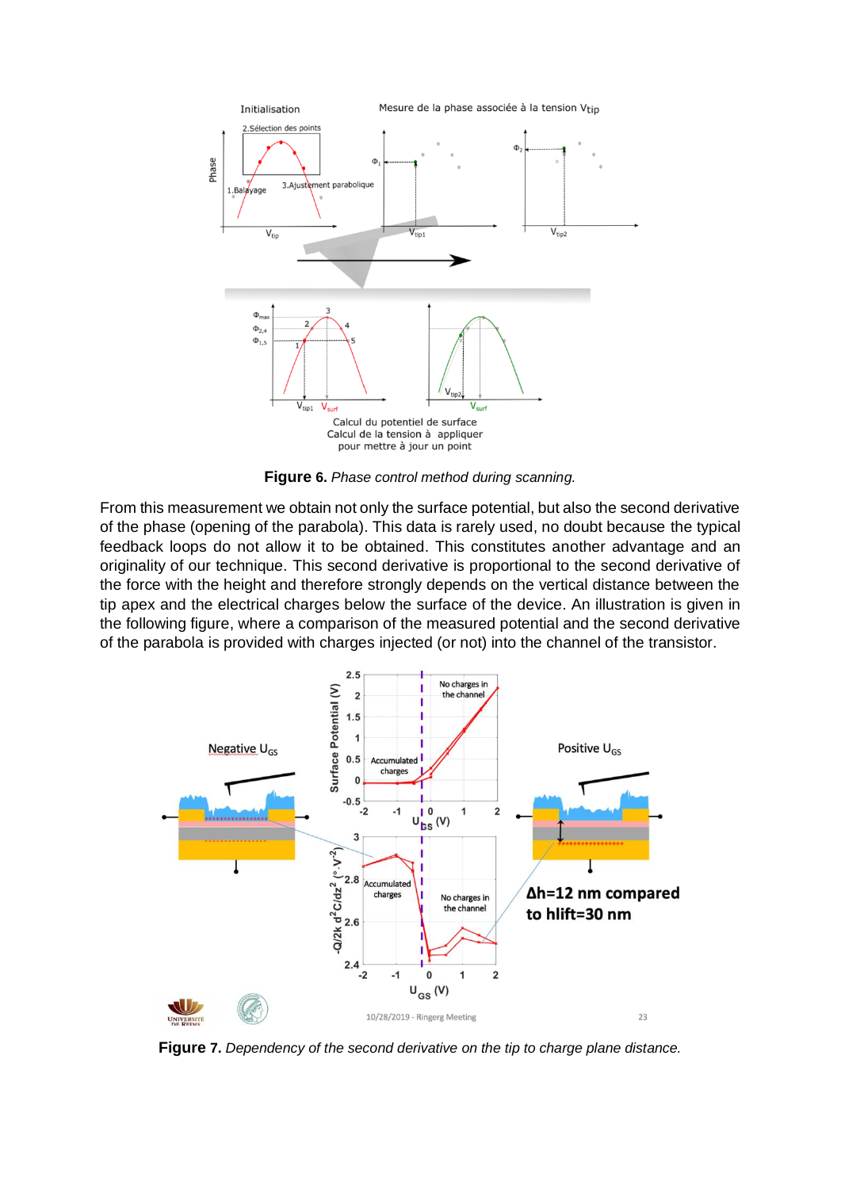**Figure 6.** *Phase control method during scanning.*

From this measurement we obtain not only the surface potential, but also the second derivative of the phase (opening of the parabola). This data is rarely used, no doubt because the typical feedback loops do not allow it to be obtained. This constitutes another advantage and an originality of our technique. This second derivative is proportional to the second derivative of the force with the height and therefore strongly depends on the vertical distance between the tip apex and the electrical charges below the surface of the device. An illustration is given in the following figure, where a comparison of the measured potential and the second derivative of the parabola is provided with charges injected (or not) into the channel of the transistor.

**Figure 7.** *Dependency of the second derivative on the tip to charge plane distance.*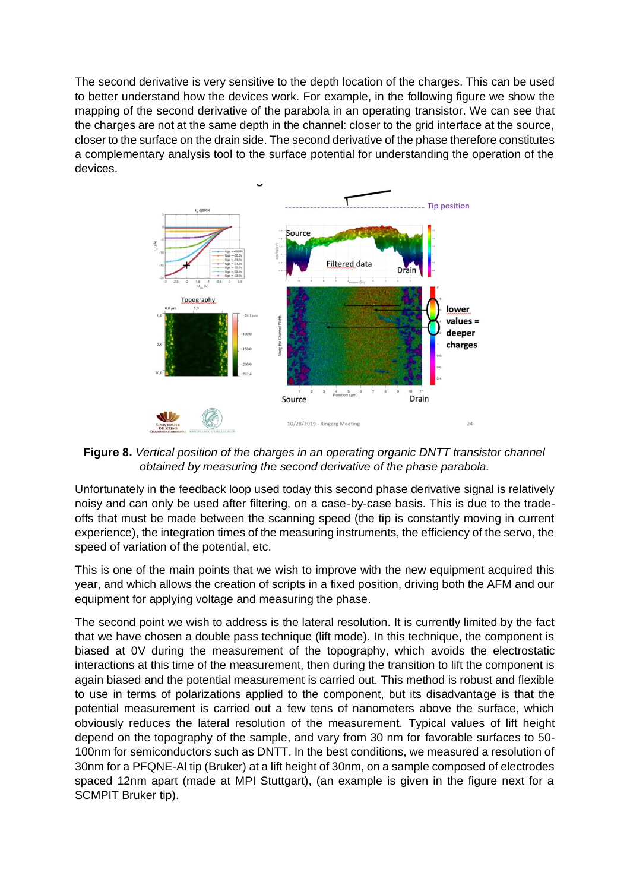The second derivative is very sensitive to the depth location of the charges. This can be used to better understand how the devices work. For example, in the following figure we show the mapping of the second derivative of the parabola in an operating transistor. We can see that the charges are not at the same depth in the channel: closer to the grid interface at the source, closer to the surface on the drain side. The second derivative of the phase therefore constitutes a complementary analysis tool to the surface potential for understanding the operation of the devices.

**Figure 8.** *Vertical position of the charges in an operating organic DNTT transistor channel obtained by measuring the second derivative of the phase parabola.*

Unfortunately in the feedback loop used today this second phase derivative signal is relatively noisy and can only be used after filtering, on a case-by-case basis. This is due to the trade-offs that must be made between the scanning speed (the tip is constantly moving in current experience), the integration times of the measuring instruments, the efficiency of the servo, the speed of variation of the potential, etc.

This is one of the main points that we wish to improve with the new equipment acquired this year, and which allows the creation of scripts in a fixed position, driving both the AFM and our equipment for applying voltage and measuring the phase.

The second point we wish to address is the lateral resolution. It is currently limited by the fact that we have chosen a double pass technique (lift mode). In this technique, the component is biased at 0V during the measurement of the topography, which avoids the electrostatic interactions at this time of the measurement, then during the transition to lift the component is again biased and the potential measurement is carried out. This method is robust and flexible to use in terms of polarizations applied to the component, but its disadvantage is that the potential measurement is carried out a few tens of nanometers above the surface, which obviously reduces the lateral resolution of the measurement. Typical values of lift height depend on the topography of the sample, and vary from 30 nm for favorable surfaces to 50-100nm for semiconductors such as DNTT. In the best conditions, we measured a resolution of 30nm for a PFQNE-Al tip (Bruker) at a lift height of 30nm, on a sample composed of electrodes spaced 12nm apart (made at MPI Stuttgart), (an example is given in the figure next for a SCMPIT Bruker tip).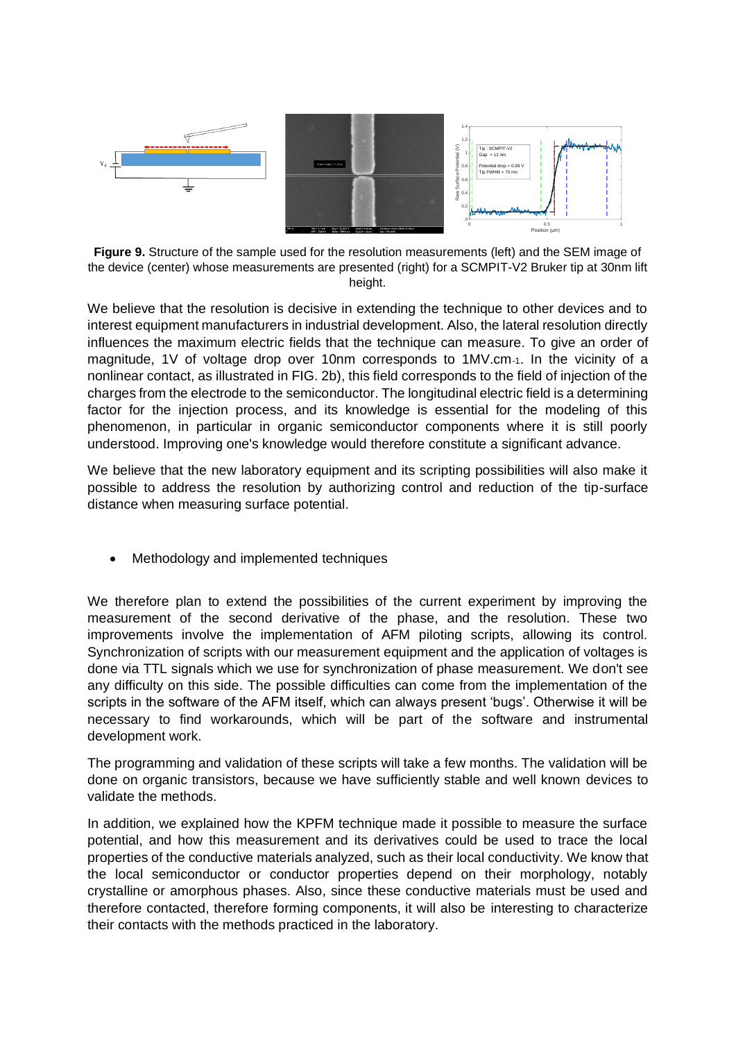**Figure 9.** Structure of the sample used for the resolution measurements (left) and the SEM image of the device (center) whose measurements are presented (right) for a SCMPIT-V2 Bruker tip at 30nm lift height.

We believe that the resolution is decisive in extending the technique to other devices and to interest equipment manufacturers in industrial development. Also, the lateral resolution directly influences the maximum electric fields that the technique can measure. To give an order of magnitude, 1V of voltage drop over 10nm corresponds to $1MV.cm^{-1}$. In the vicinity of a nonlinear contact, as illustrated in FIG. 2b), this field corresponds to the field of injection of the charges from the electrode to the semiconductor. The longitudinal electric field is a determining factor for the injection process, and its knowledge is essential for the modeling of this phenomenon, in particular in organic semiconductor components where it is still poorly understood. Improving one's knowledge would therefore constitute a significant advance.

We believe that the new laboratory equipment and its scripting possibilities will also make it possible to address the resolution by authorizing control and reduction of the tip-surface distance when measuring surface potential.

- Methodology and implemented techniques

We therefore plan to extend the possibilities of the current experiment by improving the measurement of the second derivative of the phase, and the resolution. These two improvements involve the implementation of AFM piloting scripts, allowing its control. Synchronization of scripts with our measurement equipment and the application of voltages is done via TTL signals which we use for synchronization of phase measurement. We don't see any difficulty on this side. The possible difficulties can come from the implementation of the scripts in the software of the AFM itself, which can always present 'bugs'. Otherwise it will be necessary to find workarounds, which will be part of the software and instrumental development work.

The programming and validation of these scripts will take a few months. The validation will be done on organic transistors, because we have sufficiently stable and well known devices to validate the methods.

In addition, we explained how the KPFM technique made it possible to measure the surface potential, and how this measurement and its derivatives could be used to trace the local properties of the conductive materials analyzed, such as their local conductivity. We know that the local semiconductor or conductor properties depend on their morphology, notably crystalline or amorphous phases. Also, since these conductive materials must be used and therefore contacted, therefore forming components, it will also be interesting to characterize their contacts with the methods practiced in the laboratory.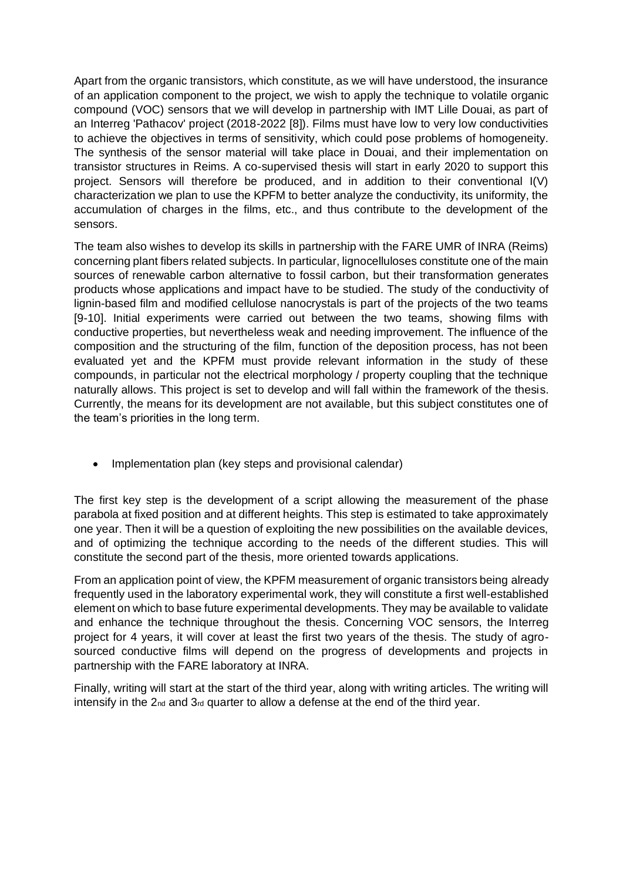Apart from the organic transistors, which constitute, as we will have understood, the insurance of an application component to the project, we wish to apply the technique to volatile organic compound (VOC) sensors that we will develop in partnership with IMT Lille Douai, as part of an Interreg 'Pathacov' project (2018-2022 [8]). Films must have low to very low conductivities to achieve the objectives in terms of sensitivity, which could pose problems of homogeneity. The synthesis of the sensor material will take place in Douai, and their implementation on transistor structures in Reims. A co-supervised thesis will start in early 2020 to support this project. Sensors will therefore be produced, and in addition to their conventional I(V) characterization we plan to use the KPFM to better analyze the conductivity, its uniformity, the accumulation of charges in the films, etc., and thus contribute to the development of the sensors.

The team also wishes to develop its skills in partnership with the FARE UMR of INRA (Reims) concerning plant fibers related subjects. In particular, lignocelluloses constitute one of the main sources of renewable carbon alternative to fossil carbon, but their transformation generates products whose applications and impact have to be studied. The study of the conductivity of lignin-based film and modified cellulose nanocrystals is part of the projects of the two teams [9-10]. Initial experiments were carried out between the two teams, showing films with conductive properties, but nevertheless weak and needing improvement. The influence of the composition and the structuring of the film, function of the deposition process, has not been evaluated yet and the KPFM must provide relevant information in the study of these compounds, in particular not the electrical morphology / property coupling that the technique naturally allows. This project is set to develop and will fall within the framework of the thesis. Currently, the means for its development are not available, but this subject constitutes one of the team's priorities in the long term.

- Implementation plan (key steps and provisional calendar)

The first key step is the development of a script allowing the measurement of the phase parabola at fixed position and at different heights. This step is estimated to take approximately one year. Then it will be a question of exploiting the new possibilities on the available devices, and of optimizing the technique according to the needs of the different studies. This will constitute the second part of the thesis, more oriented towards applications.

From an application point of view, the KPFM measurement of organic transistors being already frequently used in the laboratory experimental work, they will constitute a first well-established element on which to base future experimental developments. They may be available to validate and enhance the technique throughout the thesis. Concerning VOC sensors, the Interreg project for 4 years, it will cover at least the first two years of the thesis. The study of agro-sourced conductive films will depend on the progress of developments and projects in partnership with the FARE laboratory at INRA.

Finally, writing will start at the start of the third year, along with writing articles. The writing will intensify in the 2nd and 3rd quarter to allow a defense at the end of the third year.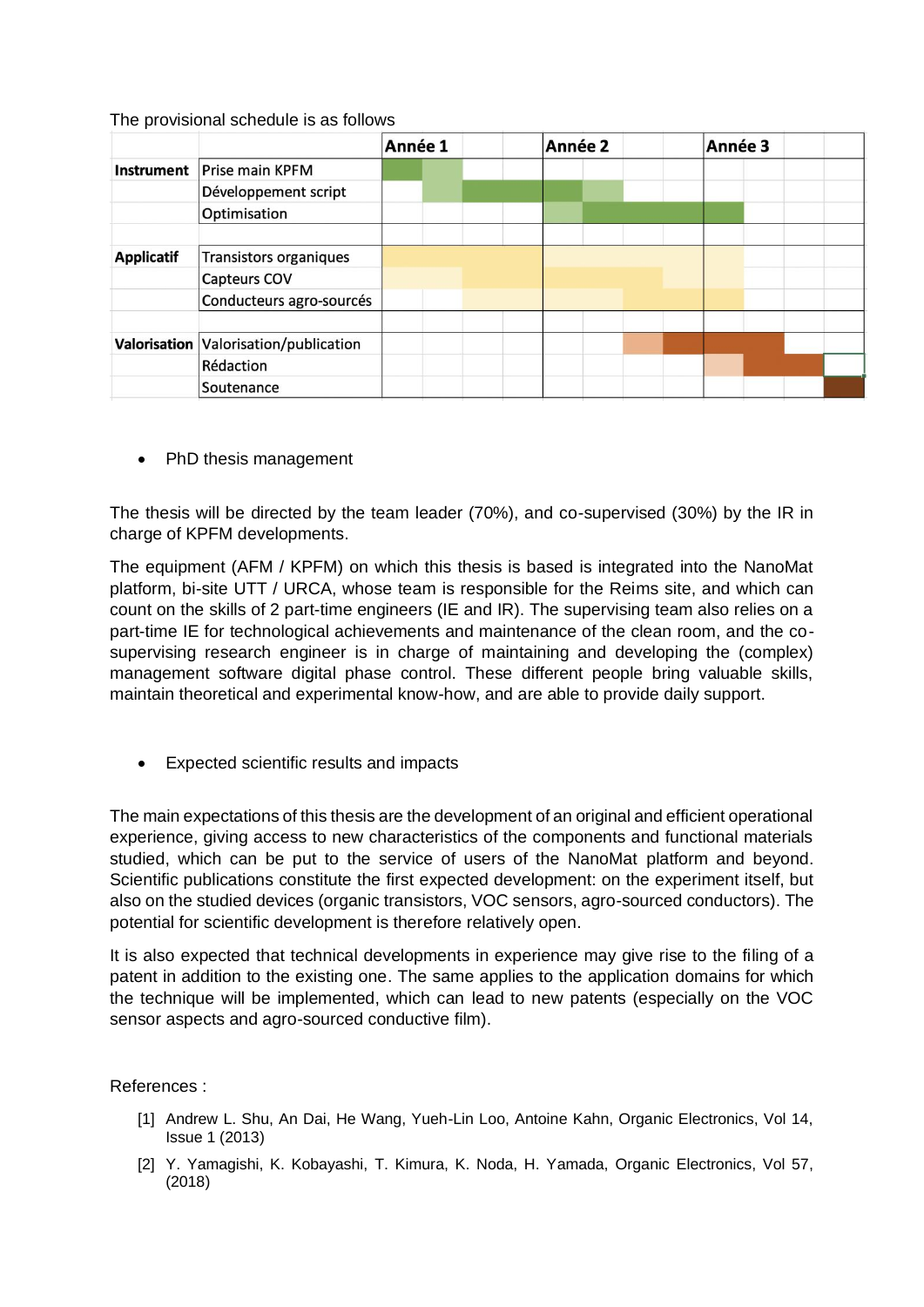The provisional schedule is as follows

| | | Année 1 | | | | Année 2 | | | | Année 3 | | | |
|---|---|---|---|---|---|---|---|---|---|---|---|---|---|
| **Instrument** | Prise main KPFM | | | | | | | | | | | | |
| | Développement script | | | | | | | | | | | | |
| | Optimisation | | | | | | | | | | | | |
| | | | | | | | | | | | | | |
| **Applicatif** | Transistors organiques | | | | | | | | | | | | |
| | Capteurs COV | | | | | | | | | | | | |
| | Conducteurs agro-sourcés | | | | | | | | | | | | |
| | | | | | | | | | | | | | |
| **Valorisation** | Valorisation/publication | | | | | | | | | | | | |
| | Rédaction | | | | | | | | | | | | |
| | Soutenance | | | | | | | | | | | | |

- PhD thesis management

The thesis will be directed by the team leader (70%), and co-supervised (30%) by the IR in charge of KPFM developments.

The equipment (AFM / KPFM) on which this thesis is based is integrated into the NanoMat platform, bi-site UTT / URCA, whose team is responsible for the Reims site, and which can count on the skills of 2 part-time engineers (IE and IR). The supervising team also relies on a part-time IE for technological achievements and maintenance of the clean room, and the co-supervising research engineer is in charge of maintaining and developing the (complex) management software digital phase control. These different people bring valuable skills, maintain theoretical and experimental know-how, and are able to provide daily support.

- Expected scientific results and impacts

The main expectations of this thesis are the development of an original and efficient operational experience, giving access to new characteristics of the components and functional materials studied, which can be put to the service of users of the NanoMat platform and beyond. Scientific publications constitute the first expected development: on the experiment itself, but also on the studied devices (organic transistors, VOC sensors, agro-sourced conductors). The potential for scientific development is therefore relatively open.

It is also expected that technical developments in experience may give rise to the filing of a patent in addition to the existing one. The same applies to the application domains for which the technique will be implemented, which can lead to new patents (especially on the VOC sensor aspects and agro-sourced conductive film).

References :

[1] Andrew L. Shu, An Dai, He Wang, Yueh-Lin Loo, Antoine Kahn, Organic Electronics, Vol 14, Issue 1 (2013)

[2] Y. Yamagishi, K. Kobayashi, T. Kimura, K. Noda, H. Yamada, Organic Electronics, Vol 57, (2018)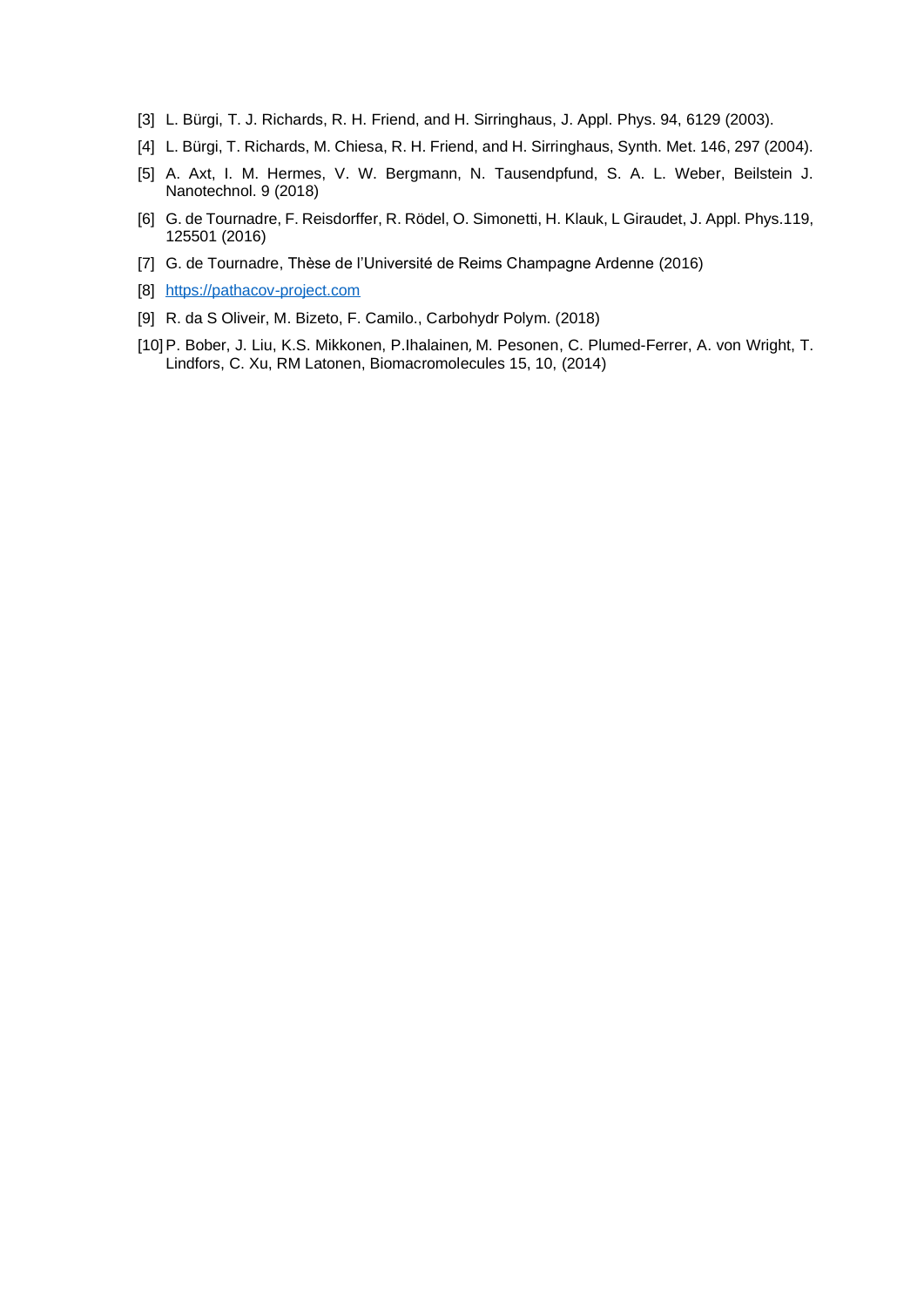[3] L. Bürgi, T. J. Richards, R. H. Friend, and H. Sirringhaus, J. Appl. Phys. 94, 6129 (2003).

[4] L. Bürgi, T. Richards, M. Chiesa, R. H. Friend, and H. Sirringhaus, Synth. Met. 146, 297 (2004).

[5] A. Axt, I. M. Hermes, V. W. Bergmann, N. Tausendpfund, S. A. L. Weber, Beilstein J. Nanotechnol. 9 (2018)

[6] G. de Tournadre, F. Reisdorffer, R. Rödel, O. Simonetti, H. Klauk, L Giraudet, J. Appl. Phys.119, 125501 (2016)

[7] G. de Tournadre, Thèse de l'Université de Reims Champagne Ardenne (2016)

[8] https://pathacov-project.com

[9] R. da S Oliveir, M. Bizeto, F. Camilo., Carbohydr Polym. (2018)

[10] P. Bober, J. Liu, K.S. Mikkonen, P.Ihalainen, M. Pesonen, C. Plumed-Ferrer, A. von Wright, T. Lindfors, C. Xu, RM Latonen, Biomacromolecules 15, 10, (2014)